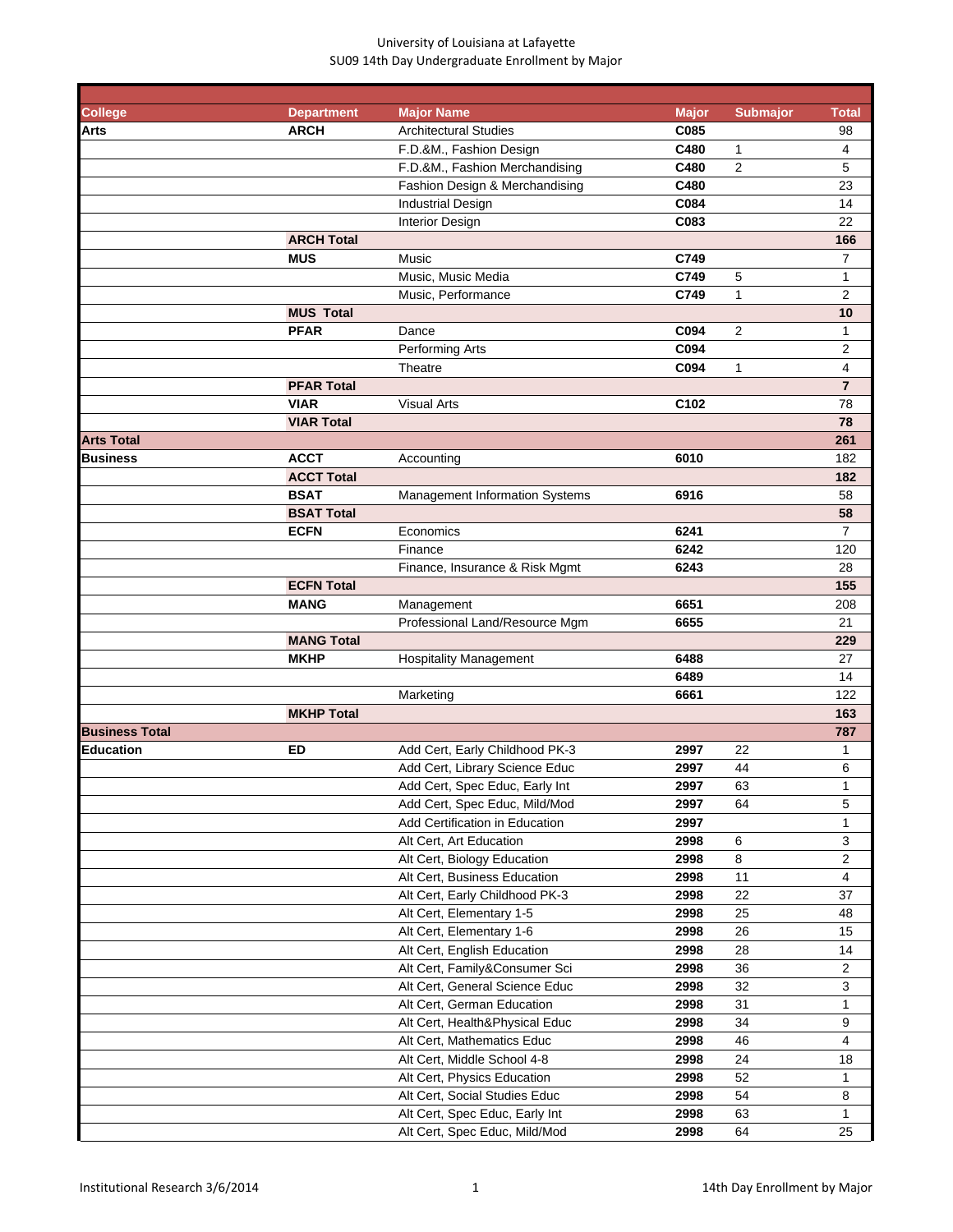University of Louisiana at Lafayette

SU09 14th Day Undergraduate Enrollment by Major

| College | Department | Major Name | Major | Submajor | Total |
|---|---|---|---|---|---|
| **Arts** | **ARCH** | Architectural Studies | **C085** | | 98 |
| | | F.D.&M., Fashion Design | **C480** | 1 | 4 |
| | | F.D.&M., Fashion Merchandising | **C480** | 2 | 5 |
| | | Fashion Design & Merchandising | **C480** | | 23 |
| | | Industrial Design | **C084** | | 14 |
| | | Interior Design | **C083** | | 22 |
| | **ARCH Total** | | | | **166** |
| | **MUS** | Music | **C749** | | 7 |
| | | Music, Music Media | **C749** | 5 | 1 |
| | | Music, Performance | **C749** | 1 | 2 |
| | **MUS Total** | | | | **10** |
| | **PFAR** | Dance | **C094** | 2 | 1 |
| | | Performing Arts | **C094** | | 2 |
| | | Theatre | **C094** | 1 | 4 |
| | **PFAR Total** | | | | **7** |
| | **VIAR** | Visual Arts | **C102** | | 78 |
| | **VIAR Total** | | | | **78** |
| **Arts Total** | | | | | **261** |
| **Business** | **ACCT** | Accounting | **6010** | | 182 |
| | **ACCT Total** | | | | **182** |
| | **BSAT** | Management Information Systems | **6916** | | 58 |
| | **BSAT Total** | | | | **58** |
| | **ECFN** | Economics | **6241** | | 7 |
| | | Finance | **6242** | | 120 |
| | | Finance, Insurance & Risk Mgmt | **6243** | | 28 |
| | **ECFN Total** | | | | **155** |
| | **MANG** | Management | **6651** | | 208 |
| | | Professional Land/Resource Mgm | **6655** | | 21 |
| | **MANG Total** | | | | **229** |
| | **MKHP** | Hospitality Management | **6488** | | 27 |
| | | | **6489** | | 14 |
| | | Marketing | **6661** | | 122 |
| | **MKHP Total** | | | | **163** |
| **Business Total** | | | | | **787** |
| **Education** | **ED** | Add Cert, Early Childhood PK-3 | **2997** | 22 | 1 |
| | | Add Cert, Library Science Educ | **2997** | 44 | 6 |
| | | Add Cert, Spec Educ, Early Int | **2997** | 63 | 1 |
| | | Add Cert, Spec Educ, Mild/Mod | **2997** | 64 | 5 |
| | | Add Certification in Education | **2997** | | 1 |
| | | Alt Cert, Art Education | **2998** | 6 | 3 |
| | | Alt Cert, Biology Education | **2998** | 8 | 2 |
| | | Alt Cert, Business Education | **2998** | 11 | 4 |
| | | Alt Cert, Early Childhood PK-3 | **2998** | 22 | 37 |
| | | Alt Cert, Elementary 1-5 | **2998** | 25 | 48 |
| | | Alt Cert, Elementary 1-6 | **2998** | 26 | 15 |
| | | Alt Cert, English Education | **2998** | 28 | 14 |
| | | Alt Cert, Family&Consumer Sci | **2998** | 36 | 2 |
| | | Alt Cert, General Science Educ | **2998** | 32 | 3 |
| | | Alt Cert, German Education | **2998** | 31 | 1 |
| | | Alt Cert, Health&Physical Educ | **2998** | 34 | 9 |
| | | Alt Cert, Mathematics Educ | **2998** | 46 | 4 |
| | | Alt Cert, Middle School 4-8 | **2998** | 24 | 18 |
| | | Alt Cert, Physics Education | **2998** | 52 | 1 |
| | | Alt Cert, Social Studies Educ | **2998** | 54 | 8 |
| | | Alt Cert, Spec Educ, Early Int | **2998** | 63 | 1 |
| | | Alt Cert, Spec Educ, Mild/Mod | **2998** | 64 | 25 |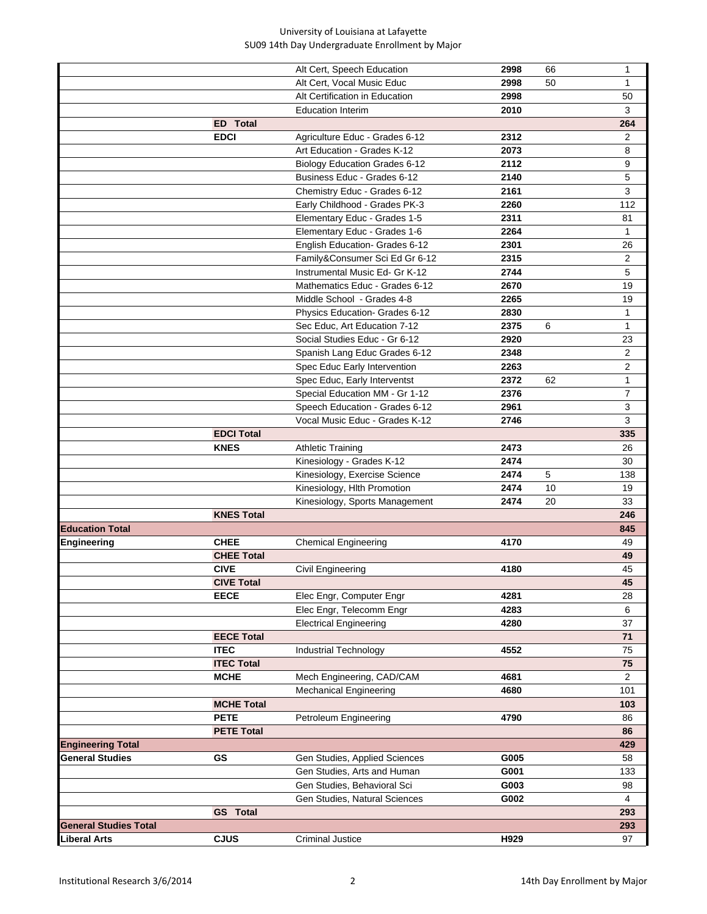University of Louisiana at Lafayette
SU09 14th Day Undergraduate Enrollment by Major

| | | | | | |
|---|---|---|---|---|---|
| | | Alt Cert, Speech Education | 2998 | 66 | 1 |
| | | Alt Cert, Vocal Music Educ | 2998 | 50 | 1 |
| | | Alt Certification in Education | 2998 | | 50 |
| | | Education Interim | 2010 | | 3 |
| | **ED Total** | | | | **264** |
| | **EDCI** | Agriculture Educ - Grades 6-12 | 2312 | | 2 |
| | | Art Education - Grades K-12 | 2073 | | 8 |
| | | Biology Education Grades 6-12 | 2112 | | 9 |
| | | Business Educ - Grades 6-12 | 2140 | | 5 |
| | | Chemistry Educ - Grades 6-12 | 2161 | | 3 |
| | | Early Childhood - Grades PK-3 | 2260 | | 112 |
| | | Elementary Educ - Grades 1-5 | 2311 | | 81 |
| | | Elementary Educ - Grades 1-6 | 2264 | | 1 |
| | | English Education- Grades 6-12 | 2301 | | 26 |
| | | Family&Consumer Sci Ed Gr 6-12 | 2315 | | 2 |
| | | Instrumental Music Ed- Gr K-12 | 2744 | | 5 |
| | | Mathematics Educ - Grades 6-12 | 2670 | | 19 |
| | | Middle School - Grades 4-8 | 2265 | | 19 |
| | | Physics Education- Grades 6-12 | 2830 | | 1 |
| | | Sec Educ, Art Education 7-12 | 2375 | 6 | 1 |
| | | Social Studies Educ - Gr 6-12 | 2920 | | 23 |
| | | Spanish Lang Educ Grades 6-12 | 2348 | | 2 |
| | | Spec Educ Early Intervention | 2263 | | 2 |
| | | Spec Educ, Early Interventst | 2372 | 62 | 1 |
| | | Special Education MM - Gr 1-12 | 2376 | | 7 |
| | | Speech Education - Grades 6-12 | 2961 | | 3 |
| | | Vocal Music Educ - Grades K-12 | 2746 | | 3 |
| | **EDCI Total** | | | | **335** |
| | **KNES** | Athletic Training | 2473 | | 26 |
| | | Kinesiology - Grades K-12 | 2474 | | 30 |
| | | Kinesiology, Exercise Science | 2474 | 5 | 138 |
| | | Kinesiology, Hlth Promotion | 2474 | 10 | 19 |
| | | Kinesiology, Sports Management | 2474 | 20 | 33 |
| | **KNES Total** | | | | **246** |
| **Education Total** | | | | | **845** |
| **Engineering** | **CHEE** | Chemical Engineering | 4170 | | 49 |
| | **CHEE Total** | | | | **49** |
| | **CIVE** | Civil Engineering | 4180 | | 45 |
| | **CIVE Total** | | | | **45** |
| | **EECE** | Elec Engr, Computer Engr | 4281 | | 28 |
| | | Elec Engr, Telecomm Engr | 4283 | | 6 |
| | | Electrical Engineering | 4280 | | 37 |
| | **EECE Total** | | | | **71** |
| | **ITEC** | Industrial Technology | 4552 | | 75 |
| | **ITEC Total** | | | | **75** |
| | **MCHE** | Mech Engineering, CAD/CAM | 4681 | | 2 |
| | | Mechanical Engineering | 4680 | | 101 |
| | **MCHE Total** | | | | **103** |
| | **PETE** | Petroleum Engineering | 4790 | | 86 |
| | **PETE Total** | | | | **86** |
| **Engineering Total** | | | | | **429** |
| **General Studies** | **GS** | Gen Studies, Applied Sciences | G005 | | 58 |
| | | Gen Studies, Arts and Human | G001 | | 133 |
| | | Gen Studies, Behavioral Sci | G003 | | 98 |
| | | Gen Studies, Natural Sciences | G002 | | 4 |
| | **GS Total** | | | | **293** |
| **General Studies Total** | | | | | **293** |
| **Liberal Arts** | **CJUS** | Criminal Justice | H929 | | 97 |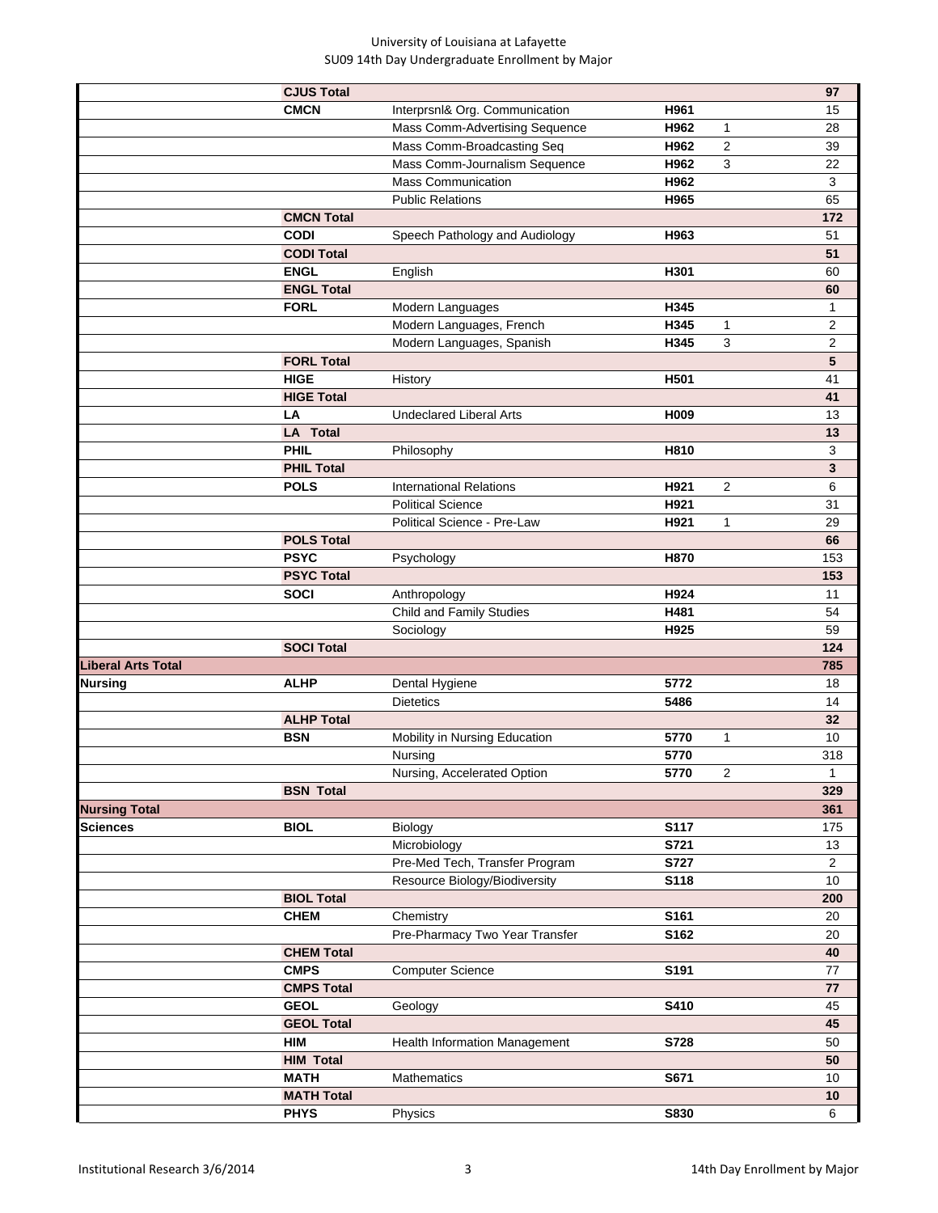University of Louisiana at Lafayette
SU09 14th Day Undergraduate Enrollment by Major

| | | | | | |
|---|---|---|---|---|---|
| | **CJUS Total** | | | | **97** |
| | **CMCN** | Interprsnl& Org. Communication | **H961** | | 15 |
| | | Mass Comm-Advertising Sequence | **H962** | 1 | 28 |
| | | Mass Comm-Broadcasting Seq | **H962** | 2 | 39 |
| | | Mass Comm-Journalism Sequence | **H962** | 3 | 22 |
| | | Mass Communication | **H962** | | 3 |
| | | Public Relations | **H965** | | 65 |
| | **CMCN Total** | | | | **172** |
| | **CODI** | Speech Pathology and Audiology | **H963** | | 51 |
| | **CODI Total** | | | | **51** |
| | **ENGL** | English | **H301** | | 60 |
| | **ENGL Total** | | | | **60** |
| | **FORL** | Modern Languages | **H345** | | 1 |
| | | Modern Languages, French | **H345** | 1 | 2 |
| | | Modern Languages, Spanish | **H345** | 3 | 2 |
| | **FORL Total** | | | | **5** |
| | **HIGE** | History | **H501** | | 41 |
| | **HIGE Total** | | | | **41** |
| | **LA** | Undeclared Liberal Arts | **H009** | | 13 |
| | **LA Total** | | | | **13** |
| | **PHIL** | Philosophy | **H810** | | 3 |
| | **PHIL Total** | | | | **3** |
| | **POLS** | International Relations | **H921** | 2 | 6 |
| | | Political Science | **H921** | | 31 |
| | | Political Science - Pre-Law | **H921** | 1 | 29 |
| | **POLS Total** | | | | **66** |
| | **PSYC** | Psychology | **H870** | | 153 |
| | **PSYC Total** | | | | **153** |
| | **SOCI** | Anthropology | **H924** | | 11 |
| | | Child and Family Studies | **H481** | | 54 |
| | | Sociology | **H925** | | 59 |
| | **SOCI Total** | | | | **124** |
| **Liberal Arts Total** | | | | | **785** |
| **Nursing** | **ALHP** | Dental Hygiene | **5772** | | 18 |
| | | Dietetics | **5486** | | 14 |
| | **ALHP Total** | | | | **32** |
| | **BSN** | Mobility in Nursing Education | **5770** | 1 | 10 |
| | | Nursing | **5770** | | 318 |
| | | Nursing, Accelerated Option | **5770** | 2 | 1 |
| | **BSN Total** | | | | **329** |
| **Nursing Total** | | | | | **361** |
| **Sciences** | **BIOL** | Biology | **S117** | | 175 |
| | | Microbiology | **S721** | | 13 |
| | | Pre-Med Tech, Transfer Program | **S727** | | 2 |
| | | Resource Biology/Biodiversity | **S118** | | 10 |
| | **BIOL Total** | | | | **200** |
| | **CHEM** | Chemistry | **S161** | | 20 |
| | | Pre-Pharmacy Two Year Transfer | **S162** | | 20 |
| | **CHEM Total** | | | | **40** |
| | **CMPS** | Computer Science | **S191** | | 77 |
| | **CMPS Total** | | | | **77** |
| | **GEOL** | Geology | **S410** | | 45 |
| | **GEOL Total** | | | | **45** |
| | **HIM** | Health Information Management | **S728** | | 50 |
| | **HIM Total** | | | | **50** |
| | **MATH** | Mathematics | **S671** | | 10 |
| | **MATH Total** | | | | **10** |
| | **PHYS** | Physics | **S830** | | 6 |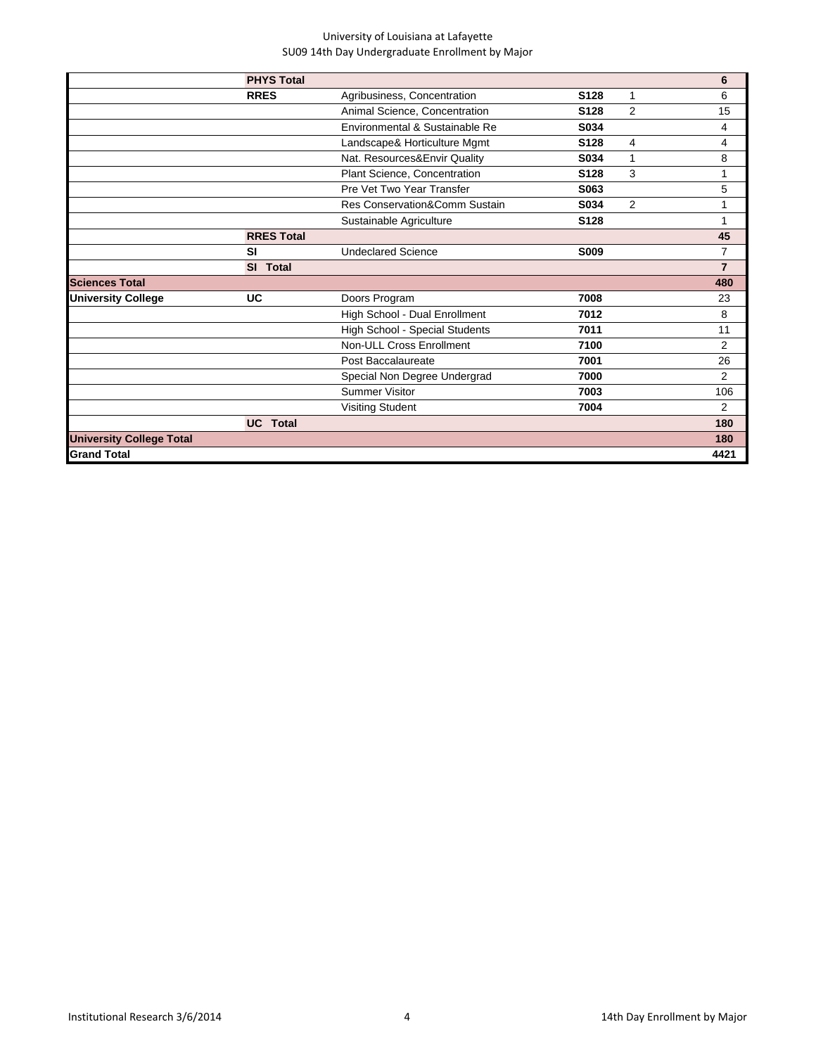| | | | | | |
|---|---|---|---|---|---|
| | **PHYS Total** | | | | **6** |
| | **RRES** | Agribusiness, Concentration | **S128** | 1 | 6 |
| | | Animal Science, Concentration | **S128** | 2 | 15 |
| | | Environmental & Sustainable Re | **S034** | | 4 |
| | | Landscape& Horticulture Mgmt | **S128** | 4 | 4 |
| | | Nat. Resources&Envir Quality | **S034** | 1 | 8 |
| | | Plant Science, Concentration | **S128** | 3 | 1 |
| | | Pre Vet Two Year Transfer | **S063** | | 5 |
| | | Res Conservation&Comm Sustain | **S034** | 2 | 1 |
| | | Sustainable Agriculture | **S128** | | 1 |
| | **RRES Total** | | | | **45** |
| | **SI** | Undeclared Science | **S009** | | 7 |
| | **SI Total** | | | | **7** |
| **Sciences Total** | | | | | **480** |
| **University College** | **UC** | Doors Program | **7008** | | 23 |
| | | High School - Dual Enrollment | **7012** | | 8 |
| | | High School - Special Students | **7011** | | 11 |
| | | Non-ULL Cross Enrollment | **7100** | | 2 |
| | | Post Baccalaureate | **7001** | | 26 |
| | | Special Non Degree Undergrad | **7000** | | 2 |
| | | Summer Visitor | **7003** | | 106 |
| | | Visiting Student | **7004** | | 2 |
| | **UC Total** | | | | **180** |
| **University College Total** | | | | | **180** |
| **Grand Total** | | | | | **4421** |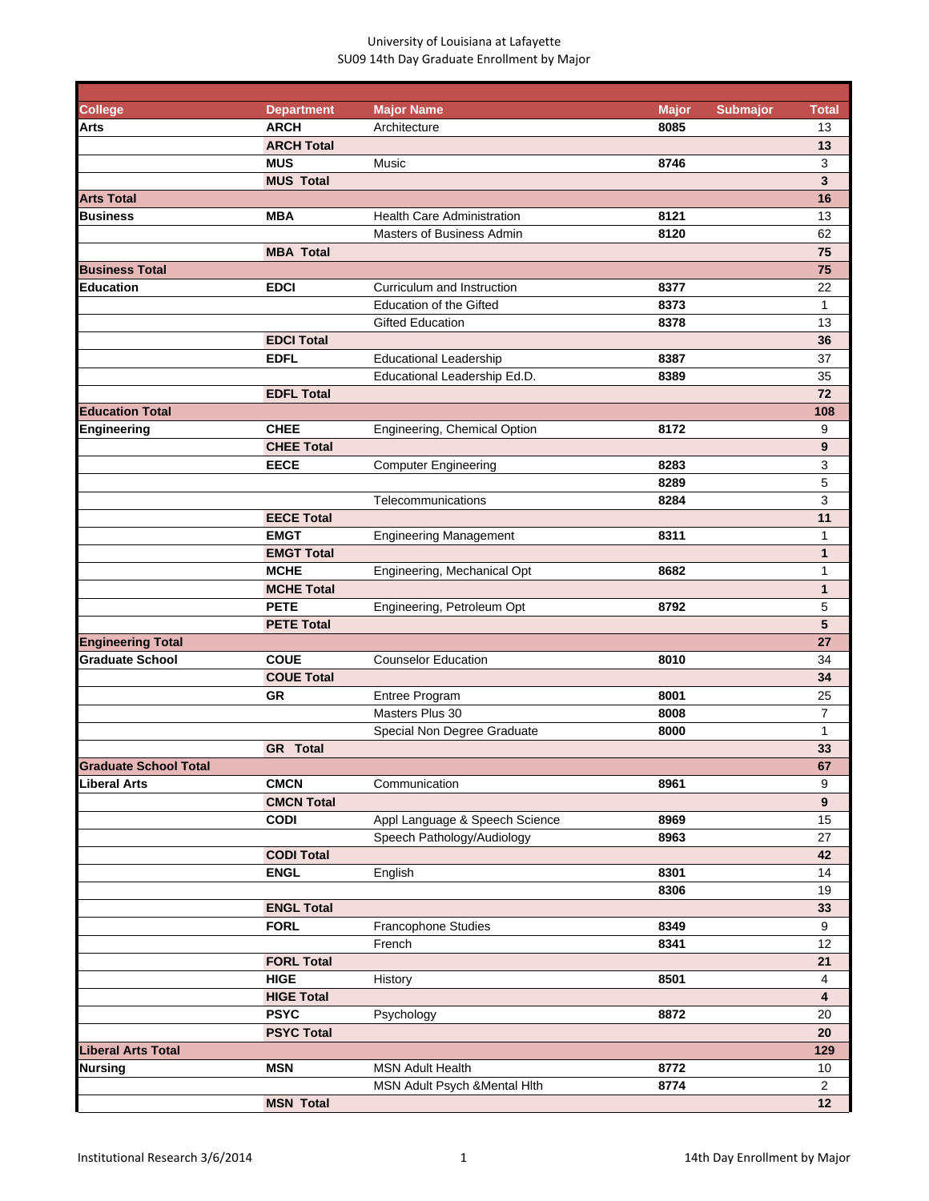University of Louisiana at Lafayette
SU09 14th Day Graduate Enrollment by Major

| College | Department | Major Name | Major | Submajor | Total |
|---|---|---|---|---|---|
| **Arts** | **ARCH** | Architecture | **8085** | | 13 |
| | **ARCH Total** | | | | **13** |
| | **MUS** | Music | **8746** | | 3 |
| | **MUS Total** | | | | **3** |
| **Arts Total** | | | | | **16** |
| **Business** | **MBA** | Health Care Administration | **8121** | | 13 |
| | | Masters of Business Admin | **8120** | | 62 |
| | **MBA Total** | | | | **75** |
| **Business Total** | | | | | **75** |
| **Education** | **EDCI** | Curriculum and Instruction | **8377** | | 22 |
| | | Education of the Gifted | **8373** | | 1 |
| | | Gifted Education | **8378** | | 13 |
| | **EDCI Total** | | | | **36** |
| | **EDFL** | Educational Leadership | **8387** | | 37 |
| | | Educational Leadership Ed.D. | **8389** | | 35 |
| | **EDFL Total** | | | | **72** |
| **Education Total** | | | | | **108** |
| **Engineering** | **CHEE** | Engineering, Chemical Option | **8172** | | 9 |
| | **CHEE Total** | | | | **9** |
| | **EECE** | Computer Engineering | **8283** | | 3 |
| | | | **8289** | | 5 |
| | | Telecommunications | **8284** | | 3 |
| | **EECE Total** | | | | **11** |
| | **EMGT** | Engineering Management | **8311** | | 1 |
| | **EMGT Total** | | | | **1** |
| | **MCHE** | Engineering, Mechanical Opt | **8682** | | 1 |
| | **MCHE Total** | | | | **1** |
| | **PETE** | Engineering, Petroleum Opt | **8792** | | 5 |
| | **PETE Total** | | | | **5** |
| **Engineering Total** | | | | | **27** |
| **Graduate School** | **COUE** | Counselor Education | **8010** | | 34 |
| | **COUE Total** | | | | **34** |
| | **GR** | Entree Program | **8001** | | 25 |
| | | Masters Plus 30 | **8008** | | 7 |
| | | Special Non Degree Graduate | **8000** | | 1 |
| | **GR Total** | | | | **33** |
| **Graduate School Total** | | | | | **67** |
| **Liberal Arts** | **CMCN** | Communication | **8961** | | 9 |
| | **CMCN Total** | | | | **9** |
| | **CODI** | Appl Language & Speech Science | **8969** | | 15 |
| | | Speech Pathology/Audiology | **8963** | | 27 |
| | **CODI Total** | | | | **42** |
| | **ENGL** | English | **8301** | | 14 |
| | | | **8306** | | 19 |
| | **ENGL Total** | | | | **33** |
| | **FORL** | Francophone Studies | **8349** | | 9 |
| | | French | **8341** | | 12 |
| | **FORL Total** | | | | **21** |
| | **HIGE** | History | **8501** | | 4 |
| | **HIGE Total** | | | | **4** |
| | **PSYC** | Psychology | **8872** | | 20 |
| | **PSYC Total** | | | | **20** |
| **Liberal Arts Total** | | | | | **129** |
| **Nursing** | **MSN** | MSN Adult Health | **8772** | | 10 |
| | | MSN Adult Psych &Mental Hlth | **8774** | | 2 |
| | **MSN Total** | | | | **12** |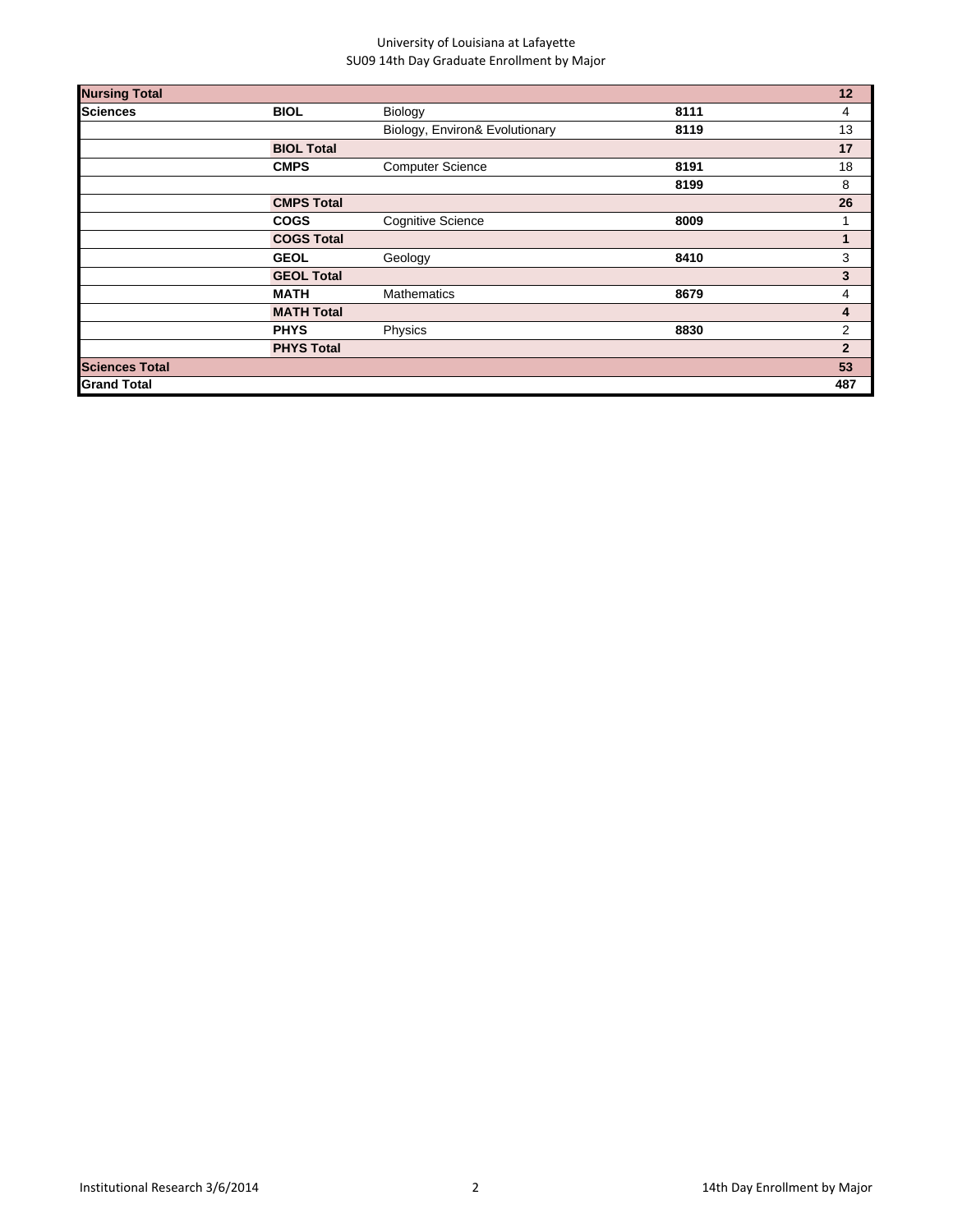University of Louisiana at Lafayette
SU09 14th Day Graduate Enrollment by Major

| | | | | |
|---|---|---|---|---|
| **Nursing Total** | | | | **12** |
| **Sciences** | **BIOL** | Biology | **8111** | 4 |
| | | Biology, Environ& Evolutionary | **8119** | 13 |
| | **BIOL Total** | | | **17** |
| | **CMPS** | Computer Science | **8191** | 18 |
| | | | **8199** | 8 |
| | **CMPS Total** | | | **26** |
| | **COGS** | Cognitive Science | **8009** | 1 |
| | **COGS Total** | | | **1** |
| | **GEOL** | Geology | **8410** | 3 |
| | **GEOL Total** | | | **3** |
| | **MATH** | Mathematics | **8679** | 4 |
| | **MATH Total** | | | **4** |
| | **PHYS** | Physics | **8830** | 2 |
| | **PHYS Total** | | | **2** |
| **Sciences Total** | | | | **53** |
| **Grand Total** | | | | **487** |